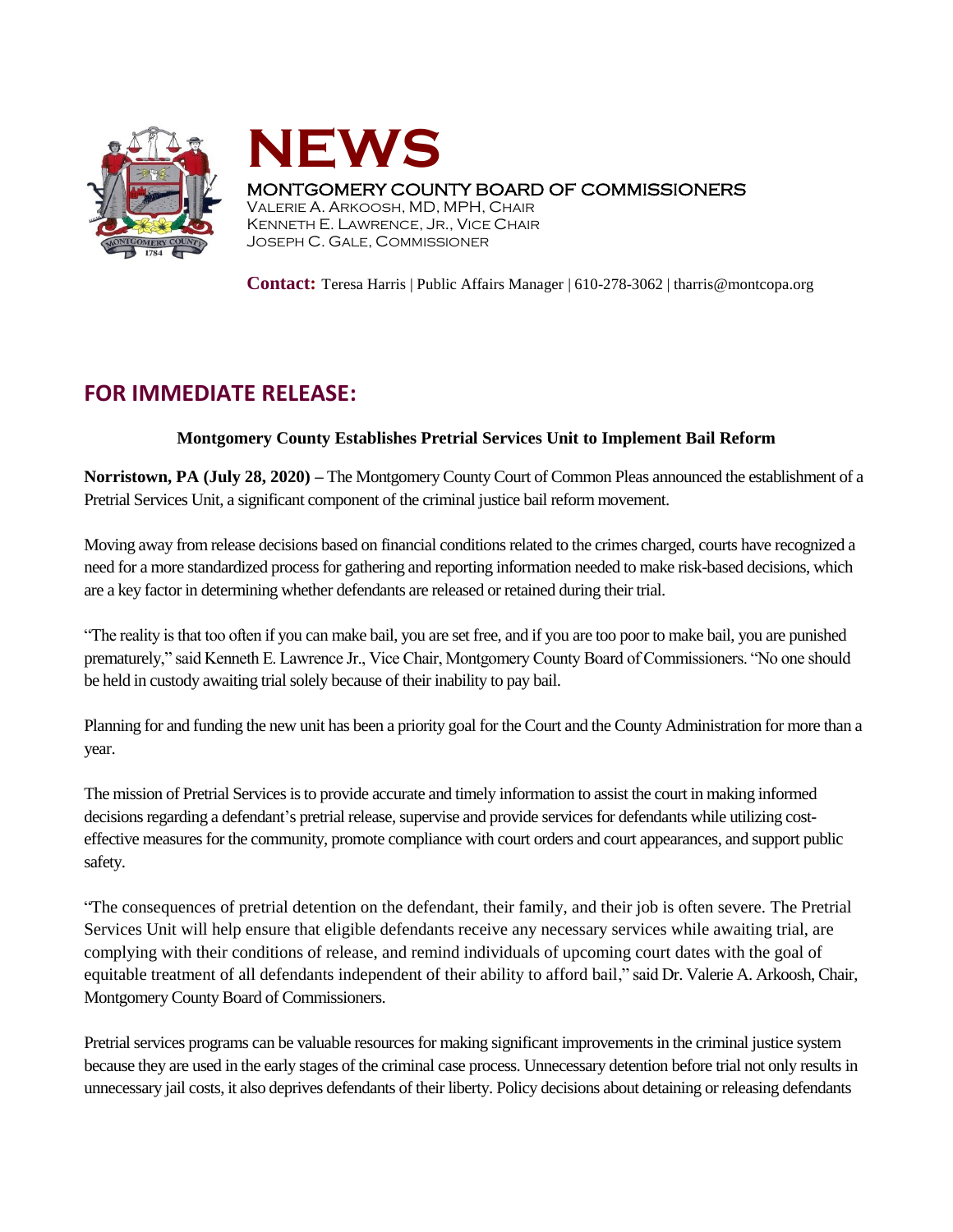# NEWS

MONTGOMERY COUNTY BOARD OF COMMISSIONERS
Valerie A. Arkoosh, MD, MPH, Chair
Kenneth E. Lawrence, Jr., Vice Chair
Joseph C. Gale, Commissioner

**Contact:** Teresa Harris | Public Affairs Manager | 610-278-3062 | tharris@montcopa.org

## FOR IMMEDIATE RELEASE:

**Montgomery County Establishes Pretrial Services Unit to Implement Bail Reform**

**Norristown, PA (July 28, 2020) –** The Montgomery County Court of Common Pleas announced the establishment of a Pretrial Services Unit, a significant component of the criminal justice bail reform movement.

Moving away from release decisions based on financial conditions related to the crimes charged, courts have recognized a need for a more standardized process for gathering and reporting information needed to make risk-based decisions, which are a key factor in determining whether defendants are released or retained during their trial.

"The reality is that too often if you can make bail, you are set free, and if you are too poor to make bail, you are punished prematurely," said Kenneth E. Lawrence Jr., Vice Chair, Montgomery County Board of Commissioners. "No one should be held in custody awaiting trial solely because of their inability to pay bail.

Planning for and funding the new unit has been a priority goal for the Court and the County Administration for more than a year.

The mission of Pretrial Services is to provide accurate and timely information to assist the court in making informed decisions regarding a defendant's pretrial release, supervise and provide services for defendants while utilizing cost-effective measures for the community, promote compliance with court orders and court appearances, and support public safety.

"The consequences of pretrial detention on the defendant, their family, and their job is often severe. The Pretrial Services Unit will help ensure that eligible defendants receive any necessary services while awaiting trial, are complying with their conditions of release, and remind individuals of upcoming court dates with the goal of equitable treatment of all defendants independent of their ability to afford bail," said Dr. Valerie A. Arkoosh, Chair, Montgomery County Board of Commissioners.

Pretrial services programs can be valuable resources for making significant improvements in the criminal justice system because they are used in the early stages of the criminal case process. Unnecessary detention before trial not only results in unnecessary jail costs, it also deprives defendants of their liberty. Policy decisions about detaining or releasing defendants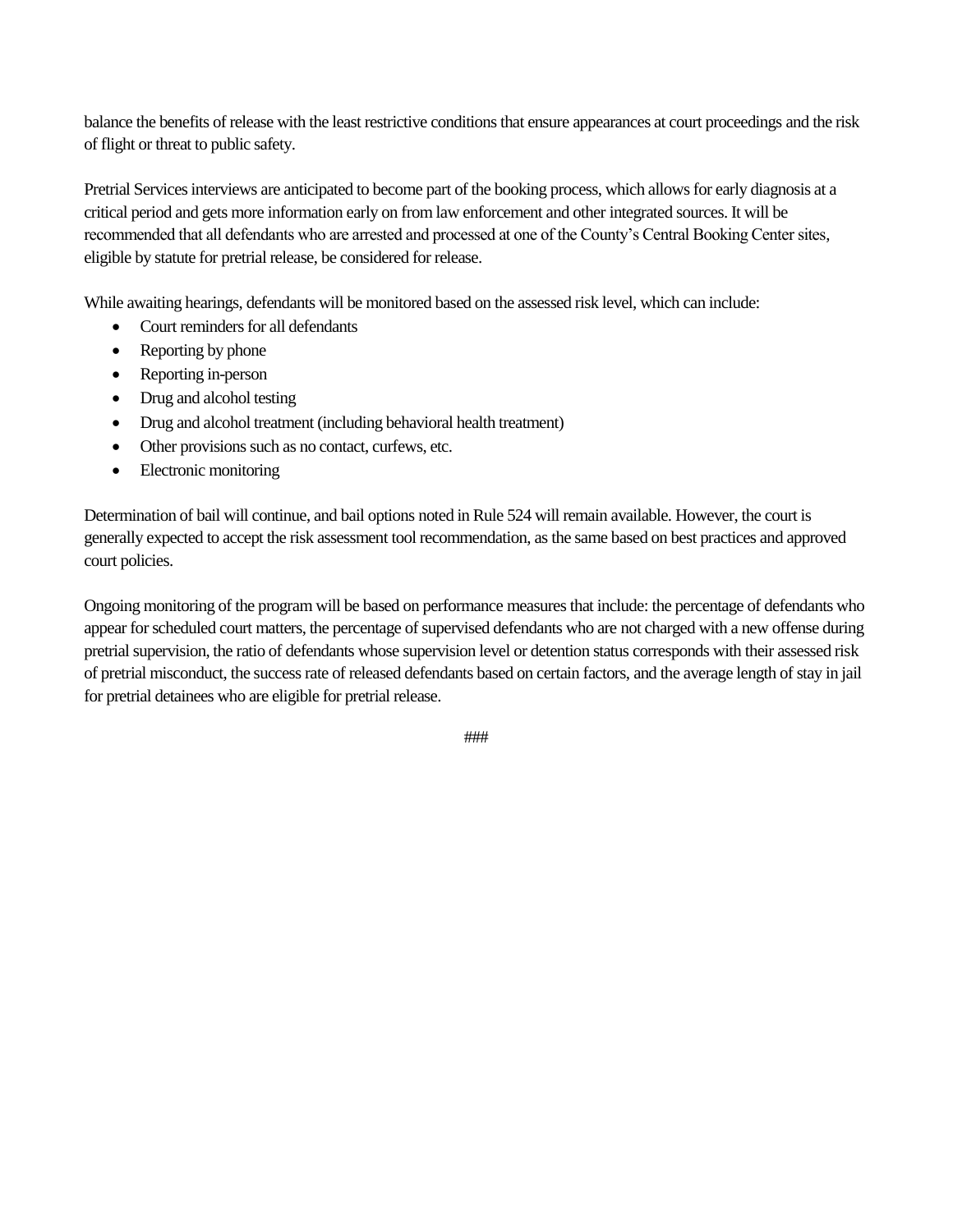balance the benefits of release with the least restrictive conditions that ensure appearances at court proceedings and the risk of flight or threat to public safety.

Pretrial Services interviews are anticipated to become part of the booking process, which allows for early diagnosis at a critical period and gets more information early on from law enforcement and other integrated sources. It will be recommended that all defendants who are arrested and processed at one of the County's Central Booking Center sites, eligible by statute for pretrial release, be considered for release.

While awaiting hearings, defendants will be monitored based on the assessed risk level, which can include:

- Court reminders for all defendants
- Reporting by phone
- Reporting in-person
- Drug and alcohol testing
- Drug and alcohol treatment (including behavioral health treatment)
- Other provisions such as no contact, curfews, etc.
- Electronic monitoring

Determination of bail will continue, and bail options noted in Rule 524 will remain available. However, the court is generally expected to accept the risk assessment tool recommendation, as the same based on best practices and approved court policies.

Ongoing monitoring of the program will be based on performance measures that include: the percentage of defendants who appear for scheduled court matters, the percentage of supervised defendants who are not charged with a new offense during pretrial supervision, the ratio of defendants whose supervision level or detention status corresponds with their assessed risk of pretrial misconduct, the success rate of released defendants based on certain factors, and the average length of stay in jail for pretrial detainees who are eligible for pretrial release.

###